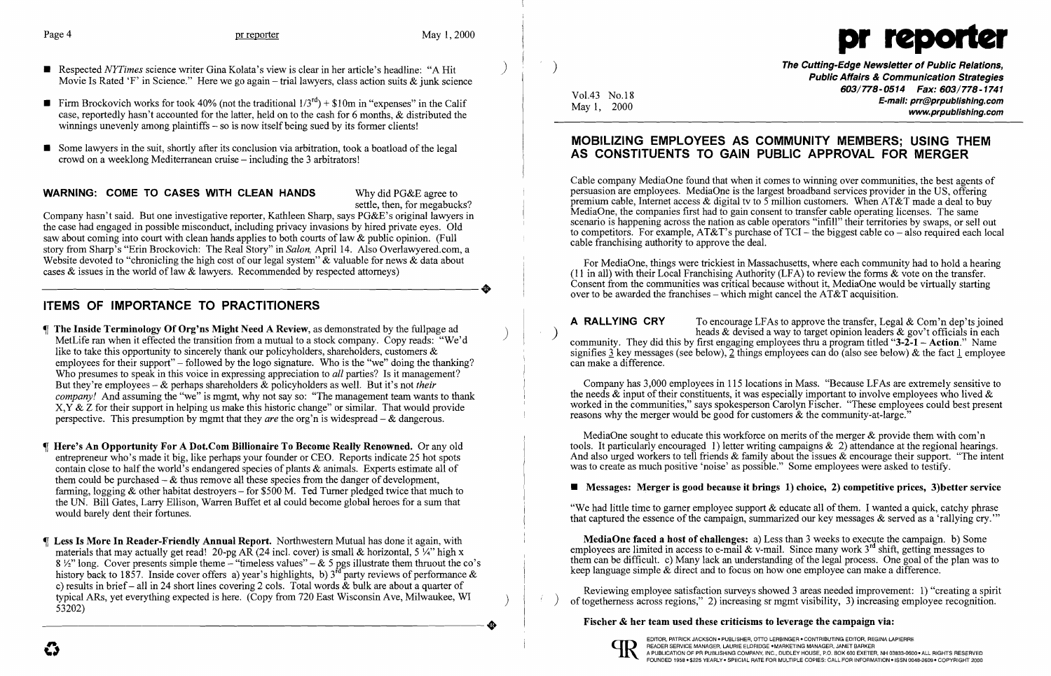- Respected *NYTimes* science writer Gina Kolata's view is clear in her article's headline: "A Hit Movie Is Rated 'F' in Science." Here we go again – trial lawyers, class action suits & junk science

- Firm Brockovich works for took 40% (not the traditional 1/3rd) + $10m in "expenses" in the Calif case, reportedly hasn't accounted for the latter, held on to the cash for 6 months, & distributed the winnings unevenly among plaintiffs – so is now itself being sued by its former clients!

- Some lawyers in the suit, shortly after its conclusion via arbitration, took a boatload of the legal crowd on a weeklong Mediterranean cruise – including the 3 arbitrators!

**WARNING: COME TO CASES WITH CLEAN HANDS** Why did PG&E agree to settle, then, for megabucks? Company hasn't said. But one investigative reporter, Kathleen Sharp, says PG&E's original lawyers in the case had engaged in possible misconduct, including privacy invasions by hired private eyes. Old saw about coming into court with clean hands applies to both courts of law & public opinion. (Full story from Sharp's "Erin Brockovich: The Real Story" in *Salon,* April 14. Also Overlawyered.com, a Website devoted to "chronicling the high cost of our legal system" & valuable for news & data about cases & issues in the world of law & lawyers. Recommended by respected attorneys)

## ITEMS OF IMPORTANCE TO PRACTITIONERS

¶ **The Inside Terminology Of Org'ns Might Need A Review,** as demonstrated by the fullpage ad MetLife ran when it effected the transition from a mutual to a stock company. Copy reads: "We'd like to take this opportunity to sincerely thank our policyholders, shareholders, customers & employees for their support" – followed by the logo signature. Who is the "we" doing the thanking? Who presumes to speak in this voice in expressing appreciation to *all* parties? Is it management? But they're employees – & perhaps shareholders & policyholders as well. But it's not *their company!* And assuming the "we" is mgmt, why not say so: "The management team wants to thank X,Y & Z for their support in helping us make this historic change" or similar. That would provide perspective. This presumption by mgmt that they *are* the org'n is widespread – & dangerous.

¶ **Here's An Opportunity For A Dot.Com Billionaire To Become Really Renowned.** Or any old entrepreneur who's made it big, like perhaps your founder or CEO. Reports indicate 25 hot spots contain close to half the world's endangered species of plants & animals. Experts estimate all of them could be purchased – & thus remove all these species from the danger of development, farming, logging & other habitat destroyers – for $500 M. Ted Turner pledged twice that much to the UN. Bill Gates, Larry Ellison, Warren Buffet et al could become global heroes for a sum that would barely dent their fortunes.

¶ **Less Is More In Reader-Friendly Annual Report.** Northwestern Mutual has done it again, with materials that may actually get read! 20-pg AR (24 incl. cover) is small & horizontal, 5 ¼" high x 8 ½" long. Cover presents simple theme – "timeless values" – & 5 pgs illustrate them thruout the co's history back to 1857. Inside cover offers a) year's highlights, b) 3rd party reviews of performance & c) results in brief – all in 24 short lines covering 2 cols. Total words & bulk are about a quarter of typical ARs, yet everything expected is here. (Copy from 720 East Wisconsin Ave, Milwaukee, WI 53202)

# pr reporter

**The Cutting-Edge Newsletter of Public Relations, Public Affairs & Communication Strategies**
603/778-0514 Fax: 603/778-1741
E-mail: prr@prpublishing.com
www.prpublishing.com

Vol.43 No.18
May 1, 2000

## MOBILIZING EMPLOYEES AS COMMUNITY MEMBERS; USING THEM AS CONSTITUENTS TO GAIN PUBLIC APPROVAL FOR MERGER

Cable company MediaOne found that when it comes to winning over communities, the best agents of persuasion are employees. MediaOne is the largest broadband services provider in the US, offering premium cable, Internet access & digital tv to 5 million customers. When AT&T made a deal to buy MediaOne, the companies first had to gain consent to transfer cable operating licenses. The same scenario is happening across the nation as cable operators "infill" their territories by swaps, or sell out to competitors. For example, AT&T's purchase of TCI – the biggest cable co – also required each local cable franchising authority to approve the deal.

For MediaOne, things were trickiest in Massachusetts, where each community had to hold a hearing (11 in all) with their Local Franchising Authority (LFA) to review the forms & vote on the transfer. Consent from the communities was critical because without it, MediaOne would be virtually starting over to be awarded the franchises – which might cancel the AT&T acquisition.

**A RALLYING CRY** To encourage LFAs to approve the transfer, Legal & Com'n dep'ts joined heads & devised a way to target opinion leaders & gov't officials in each community. They did this by first engaging employees thru a program titled **"3-2-1 – Action."** Name signifies 3 key messages (see below), 2 things employees can do (also see below) & the fact 1 employee can make a difference.

Company has 3,000 employees in 115 locations in Mass. "Because LFAs are extremely sensitive to the needs & input of their constituents, it was especially important to involve employees who lived & worked in the communities," says spokesperson Carolyn Fischer. "These employees could best present reasons why the merger would be good for customers & the community-at-large."

MediaOne sought to educate this workforce on merits of the merger & provide them with com'n tools. It particularly encouraged 1) letter writing campaigns & 2) attendance at the regional hearings. And also urged workers to tell friends & family about the issues & encourage their support. "The intent was to create as much positive 'noise' as possible." Some employees were asked to testify.

- **Messages: Merger is good because it brings 1) choice, 2) competitive prices, 3)better service**

"We had little time to garner employee support & educate all of them. I wanted a quick, catchy phrase that captured the essence of the campaign, summarized our key messages & served as a 'rallying cry.'"

**MediaOne faced a host of challenges:** a) Less than 3 weeks to execute the campaign. b) Some employees are limited in access to e-mail & v-mail. Since many work 3rd shift, getting messages to them can be difficult. c) Many lack an understanding of the legal process. One goal of the plan was to keep language simple & direct and to focus on how one employee can make a difference.

Reviewing employee satisfaction surveys showed 3 areas needed improvement: 1) "creating a spirit of togetherness across regions," 2) increasing sr mgmt visibility, 3) increasing employee recognition.

**Fischer & her team used these criticisms to leverage the campaign via:**

EDITOR, PATRICK JACKSON • PUBLISHER, OTTO LERBINGER • CONTRIBUTING EDITOR, REGINA LAPIERRE
READER SERVICE MANAGER, LAURIE ELDRIDGE • MARKETING MANAGER, JANET BARKER
A PUBLICATION OF PR PUBLISHING COMPANY, INC., DUDLEY HOUSE, P.O. BOX 600 EXETER, NH 03833-0600 • ALL RIGHTS RESERVED
FOUNDED 1958 • $225 YEARLY • SPECIAL RATE FOR MULTIPLE COPIES: CALL FOR INFORMATION • ISSN 0048-2609 • COPYRIGHT 2000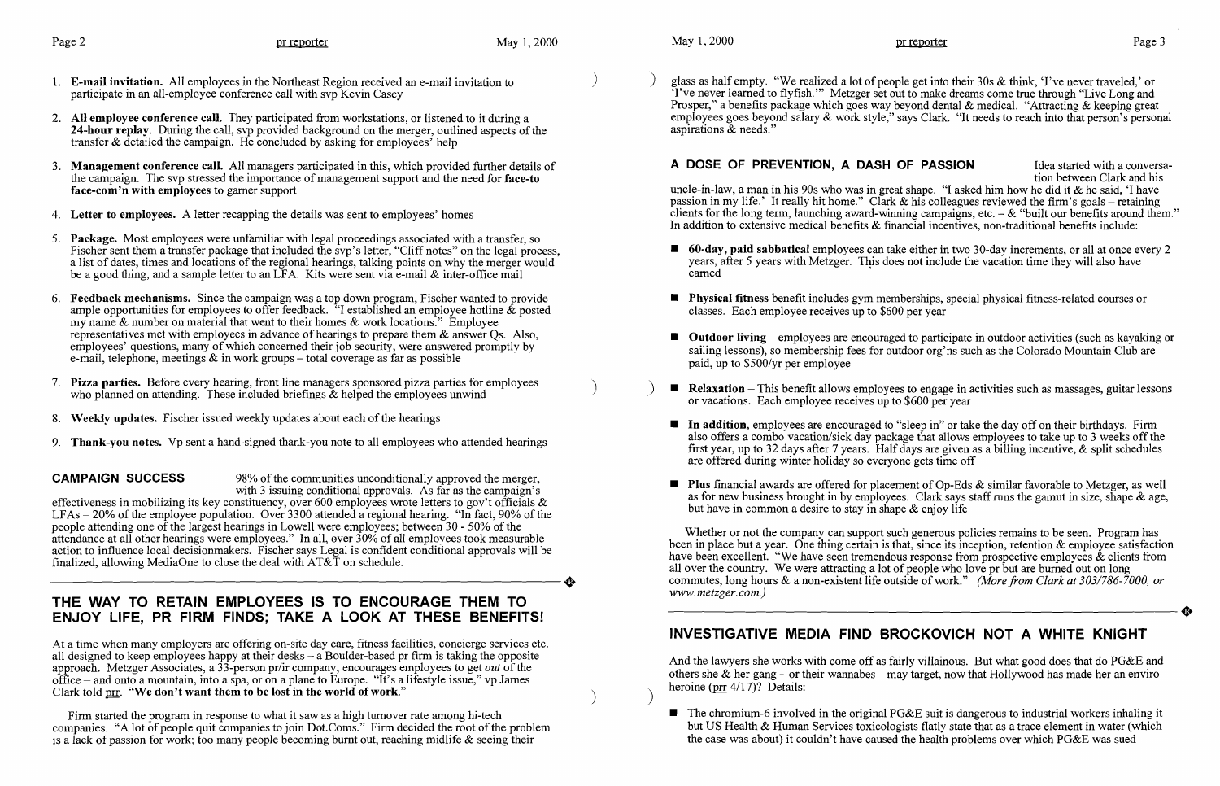1. **E-mail invitation.** All employees in the Northeast Region received an e-mail invitation to participate in an all-employee conference call with svp Kevin Casey

2. **All employee conference call.** They participated from workstations, or listened to it during a **24-hour replay**. During the call, svp provided background on the merger, outlined aspects of the transfer & detailed the campaign. He concluded by asking for employees' help

3. **Management conference call.** All managers participated in this, which provided further details of the campaign. The svp stressed the importance of management support and the need for **face-to face-com'n with employees** to garner support

4. **Letter to employees.** A letter recapping the details was sent to employees' homes

5. **Package.** Most employees were unfamiliar with legal proceedings associated with a transfer, so Fischer sent them a transfer package that included the svp's letter, "Cliff notes" on the legal process, a list of dates, times and locations of the regional hearings, talking points on why the merger would be a good thing, and a sample letter to an LFA. Kits were sent via e-mail & inter-office mail

6. **Feedback mechanisms.** Since the campaign was a top down program, Fischer wanted to provide ample opportunities for employees to offer feedback. "I established an employee hotline & posted my name & number on material that went to their homes & work locations." Employee representatives met with employees in advance of hearings to prepare them & answer Qs. Also, employees' questions, many of which concerned their job security, were answered promptly by e-mail, telephone, meetings & in work groups – total coverage as far as possible

7. **Pizza parties.** Before every hearing, front line managers sponsored pizza parties for employees who planned on attending. These included briefings & helped the employees unwind

8. **Weekly updates.** Fischer issued weekly updates about each of the hearings

9. **Thank-you notes.** Vp sent a hand-signed thank-you note to all employees who attended hearings

**CAMPAIGN SUCCESS** 98% of the communities unconditionally approved the merger, with 3 issuing conditional approvals. As far as the campaign's effectiveness in mobilizing its key constituency, over 600 employees wrote letters to gov't officials & LFAs – 20% of the employee population. Over 3300 attended a regional hearing. "In fact, 90% of the people attending one of the largest hearings in Lowell were employees; between 30 - 50% of the attendance at all other hearings were employees." In all, over 30% of all employees took measurable action to influence local decisionmakers. Fischer says Legal is confident conditional approvals will be finalized, allowing MediaOne to close the deal with AT&T on schedule.

---

## THE WAY TO RETAIN EMPLOYEES IS TO ENCOURAGE THEM TO ENJOY LIFE, PR FIRM FINDS; TAKE A LOOK AT THESE BENEFITS!

At a time when many employers are offering on-site day care, fitness facilities, concierge services etc. all designed to keep employees happy at their desks – a Boulder-based pr firm is taking the opposite approach. Metzger Associates, a 33-person pr/ir company, encourages employees to get *out* of the office – and onto a mountain, into a spa, or on a plane to Europe. "It's a lifestyle issue," vp James Clark told prr. **"We don't want them to be lost in the world of work."**

Firm started the program in response to what it saw as a high turnover rate among hi-tech companies. "A lot of people quit companies to join Dot.Coms." Firm decided the root of the problem is a lack of passion for work; too many people becoming burnt out, reaching midlife & seeing their glass as half empty. "We realized a lot of people get into their 30s & think, 'I've never traveled,' or 'I've never learned to flyfish.'" Metzger set out to make dreams come true through "Live Long and Prosper," a benefits package which goes way beyond dental & medical. "Attracting & keeping great employees goes beyond salary & work style," says Clark. "It needs to reach into that person's personal aspirations & needs."

**A DOSE OF PREVENTION, A DASH OF PASSION** Idea started with a conversation between Clark and his uncle-in-law, a man in his 90s who was in great shape. "I asked him how he did it & he said, 'I have passion in my life.' It really hit home." Clark & his colleagues reviewed the firm's goals – retaining clients for the long term, launching award-winning campaigns, etc. – & "built our benefits around them." In addition to extensive medical benefits & financial incentives, non-traditional benefits include:

- **60-day, paid sabbatical** employees can take either in two 30-day increments, or all at once every 2 years, after 5 years with Metzger. This does not include the vacation time they will also have earned

- **Physical fitness** benefit includes gym memberships, special physical fitness-related courses or classes. Each employee receives up to $600 per year

- **Outdoor living** – employees are encouraged to participate in outdoor activities (such as kayaking or sailing lessons), so membership fees for outdoor org'ns such as the Colorado Mountain Club are paid, up to $500/yr per employee

- **Relaxation** – This benefit allows employees to engage in activities such as massages, guitar lessons or vacations. Each employee receives up to $600 per year

- **In addition,** employees are encouraged to "sleep in" or take the day off on their birthdays. Firm also offers a combo vacation/sick day package that allows employees to take up to 3 weeks off the first year, up to 32 days after 7 years. Half days are given as a billing incentive, & split schedules are offered during winter holiday so everyone gets time off

- **Plus** financial awards are offered for placement of Op-Eds & similar favorable to Metzger, as well as for new business brought in by employees. Clark says staff runs the gamut in size, shape & age, but have in common a desire to stay in shape & enjoy life

Whether or not the company can support such generous policies remains to be seen. Program has been in place but a year. One thing certain is that, since its inception, retention & employee satisfaction have been excellent. "We have seen tremendous response from prospective employees & clients from all over the country. We were attracting a lot of people who love pr but are burned out on long commutes, long hours & a non-existent life outside of work." *(More from Clark at 303/786-7000, or www.metzger.com.)*

---

## INVESTIGATIVE MEDIA FIND BROCKOVICH NOT A WHITE KNIGHT

And the lawyers she works with come off as fairly villainous. But what good does that do PG&E and others she & her gang – or their wannabes – may target, now that Hollywood has made her an enviro heroine (prr 4/17)? Details:

- The chromium-6 involved in the original PG&E suit is dangerous to industrial workers inhaling it – but US Health & Human Services toxicologists flatly state that as a trace element in water (which the case was about) it couldn't have caused the health problems over which PG&E was sued